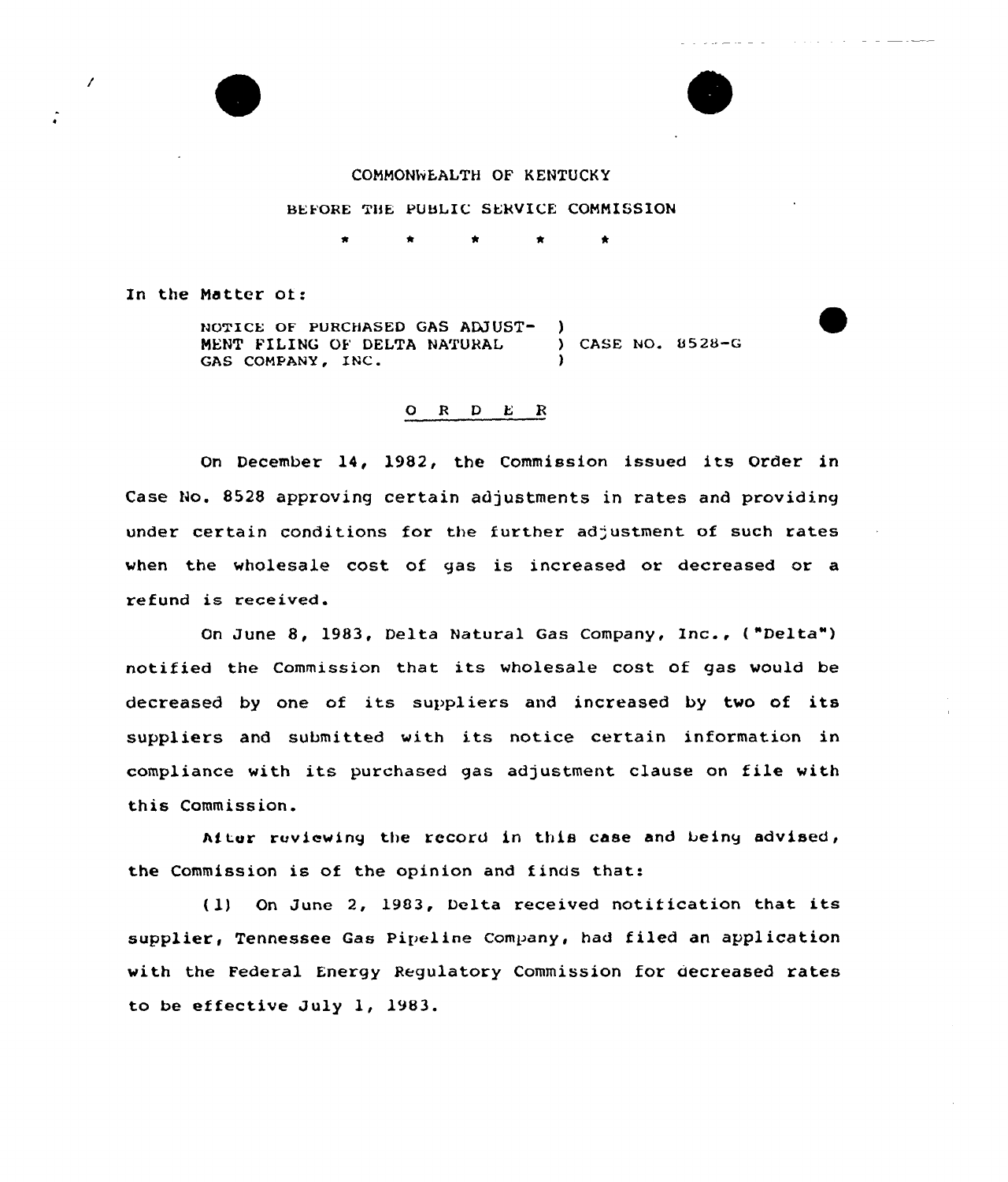COMMONWEALTH OF KENTUCKY

BEFORE THE PUBLIC SERVICE COMMISSION

\* \* \* \* \*

In the Matter of:

NOTICE OF PURCHASED GAS ADJUSTMENT FILING OF DELTA NATURAL GAS COMPANY, INC. ) CASE NO. 8528-G

O R D E R

On December 14, 1982, the Commission issued its Order in Case No. 8528 approving certain adjustments in rates and providing under certain conditions for the further adjustment of such rates when the wholesale cost of gas is increased or decreased or a refund is received.

On June 8, 1983, Delta Natural Gas Company, Inc., ("Delta") notified the Commission that its wholesale cost of gas would be decreased by one of its suppliers and increased by two of its suppliers and submitted with its notice certain information in compliance with its purchased gas adjustment clause on file with this Commission.

After reviewing the record in this case and being advised, the Commission is of the opinion and finds that:

(1) On June 2, 1983, Delta received notification that its supplier, Tennessee Gas Pipeline Company, had filed an application with the Federal Energy Regulatory Commission for decreased rates to be effective July 1, 1983.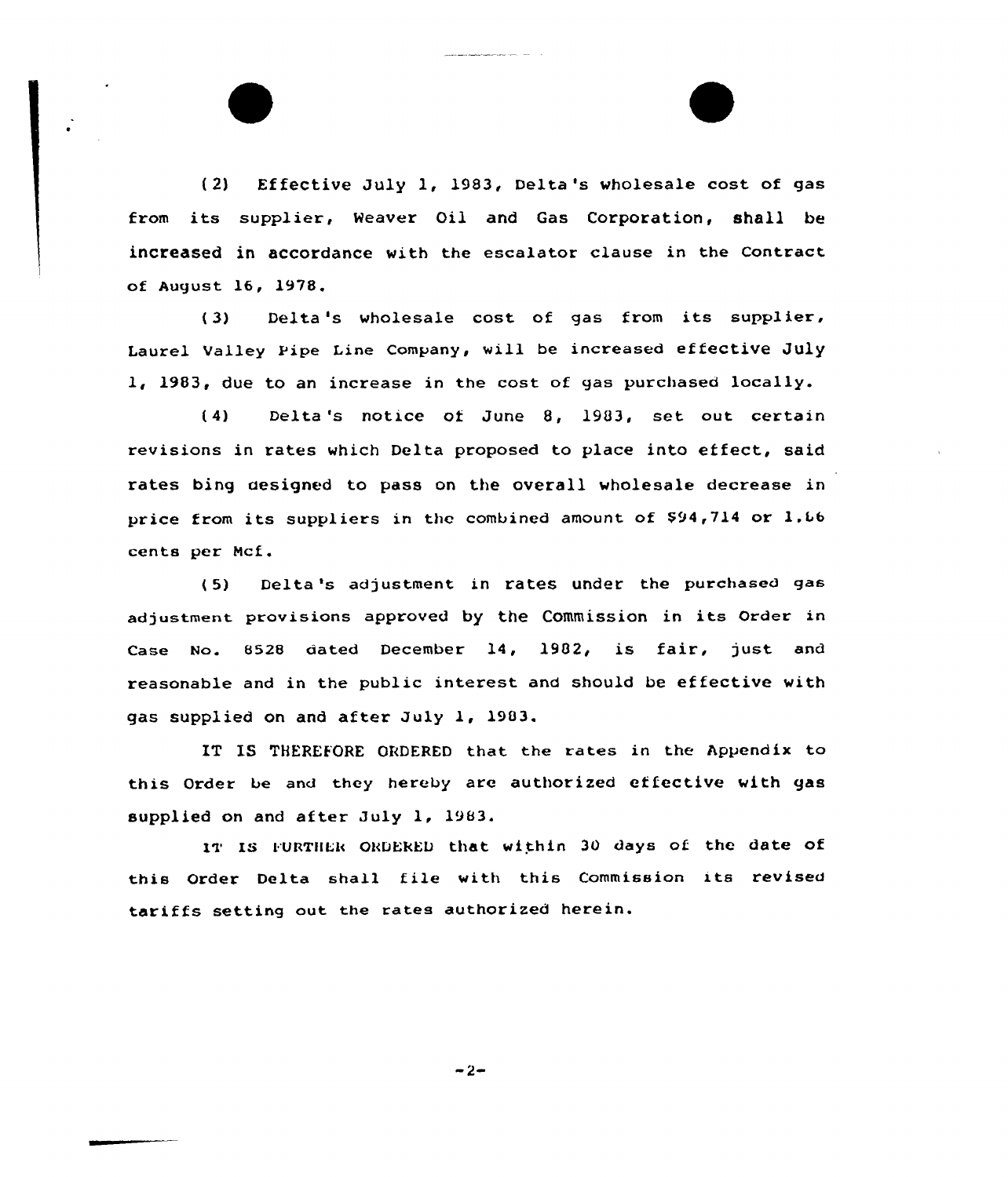(2) Effective July 1, 1983, Delta's wholesale cost of gas from its supplier, Weaver Oil and Gas Corporation, shall be increased in accordance with the escalator clause in the Contract of August 16, 1978.

(3) Delta's wholesale cost of gas from its supplier, Laurel Valley Pipe Line Company, will be increased effective July 1, 1983, due to an increase in the cost of gas purchased locally.

(4) Delta's notice of June 8, 1983, set out certain revisions in rates which Delta proposed to place into effect, said rates bing designed to pass on the overall wholesale decrease in price from its suppliers in the combined amount of $94,714 or 1.66 cents per Mcf.

(5) Delta's adjustment in rates under the purchased gas adjustment provisions approved by the Commission in its Order in Case No. 8528 dated December 14, 1982, is fair, just and reasonable and in the public interest and should be effective with gas supplied on and after July 1, 1983.

IT IS THEREFORE ORDERED that the rates in the Appendix to this Order be and they hereby are authorized effective with gas supplied on and after July 1, 1983.

IT IS FURTHER ORDERED that within 30 days of the date of this Order Delta shall file with this Commission its revised tariffs setting out the rates authorized herein.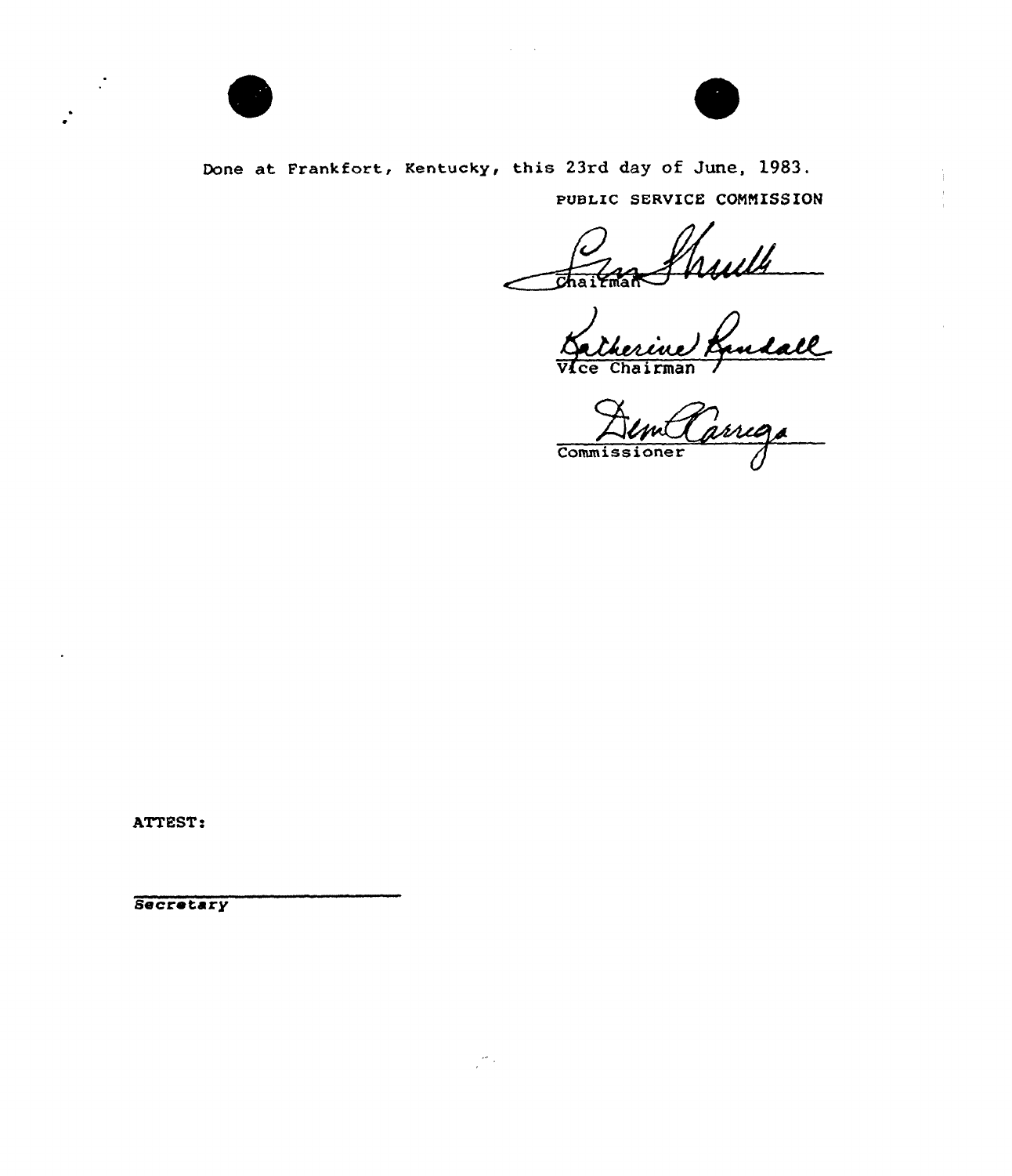Done at Frankfort, Kentucky, this 23rd day of June, 1983.

PUBLIC SERVICE COMMISSION

Chairman

Vice Chairman

Commissioner

ATTEST:

Secretary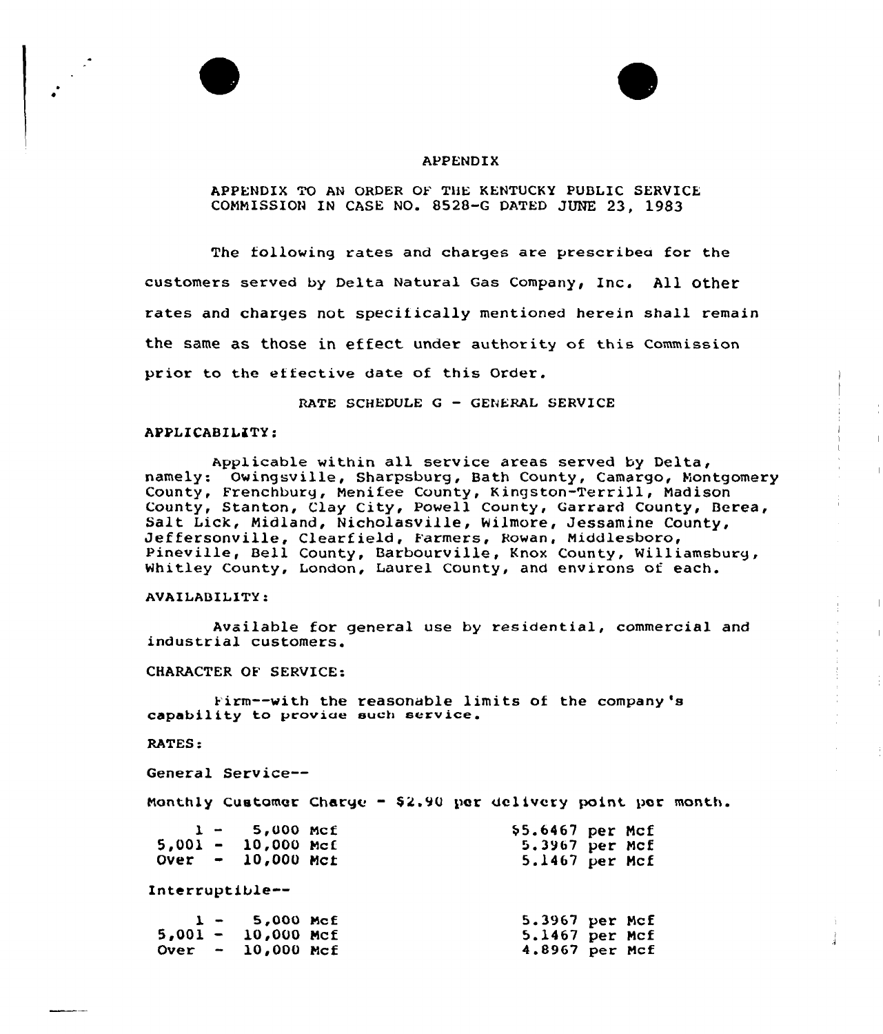# APPENDIX

APPENDIX TO AN ORDER OF THE KENTUCKY PUBLIC SERVICE COMMISSION IN CASE NO. 8528-G DATED JUNE 23, 1983

The following rates and charges are prescribed for the customers served by Delta Natural Gas Company, Inc. All other rates and charges not specifically mentioned herein shall remain the same as those in effect under authority of this Commission prior to the effective date of this Order.

RATE SCHEDULE G - GENERAL SERVICE

APPLICABILITY:

Applicable within all service areas served by Delta, namely: Owingsville, Sharpsburg, Bath County, Camargo, Montgomery County, Frenchburg, Menifee County, Kingston-Terrill, Madison County, Stanton, Clay City, Powell County, Garrard County, Berea, Salt Lick, Midland, Nicholasville, Wilmore, Jessamine County, Jeffersonville, Clearfield, Farmers, Rowan, Middlesboro, Pineville, Bell County, Barbourville, Knox County, Williamsburg, Whitley County, London, Laurel County, and environs of each.

AVAILABILITY:

Available for general use by residential, commercial and industrial customers.

CHARACTER OF SERVICE:

Firm--with the reasonable limits of the company's capability to provide such service.

RATES:

General Service--

Monthly Customer Charge - $2.90 per delivery point per month.

| | |
|---|---|
| 1 - 5,000 Mcf | $5.6467 per Mcf |
| 5,001 - 10,000 Mcf | 5.3967 per Mcf |
| Over - 10,000 Mcf | 5.1467 per Mcf |

Interruptible--

| | |
|---|---|
| 1 - 5,000 Mcf | 5.3967 per Mcf |
| 5,001 - 10,000 Mcf | 5.1467 per Mcf |
| Over - 10,000 Mcf | 4.8967 per Mcf |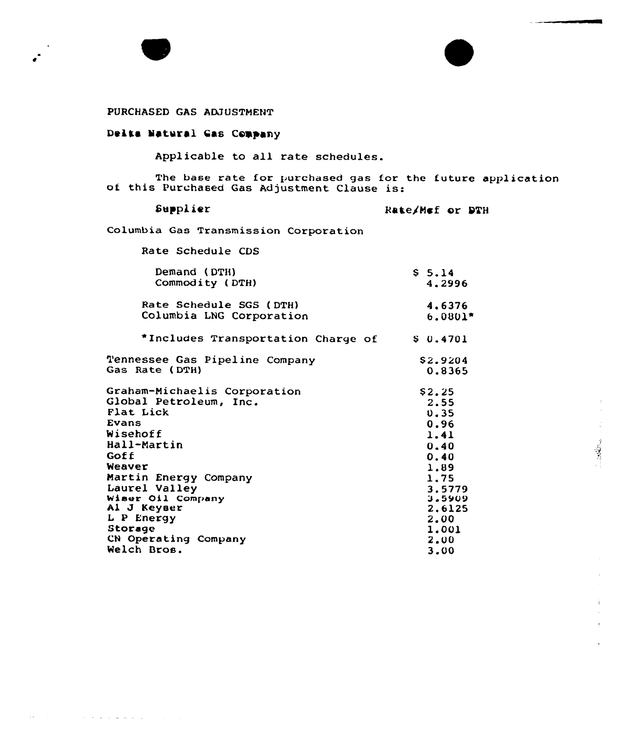PURCHASED GAS ADJUSTMENT

**Delta Natural Gas Company**

Applicable to all rate schedules.

The base rate for purchased gas for the future application of this Purchased Gas Adjustment Clause is:

| Supplier | Rate/Mcf or DTH |
|---|---|
| Columbia Gas Transmission Corporation | |
| Rate Schedule CDS | |
| Demand (DTH) | $ 5.14 |
| Commodity (DTH) | 4.2996 |
| Rate Schedule SGS (DTH) | 4.6376 |
| Columbia LNG Corporation | 6.0801* |
| *Includes Transportation Charge of | $ 0.4701 |
| Tennessee Gas Pipeline Company | $2.9204 |
| Gas Rate (DTH) | 0.8365 |
| Graham-Michaelis Corporation | $2.25 |
| Global Petroleum, Inc. | 2.55 |
| Flat Lick | 0.35 |
| Evans | 0.96 |
| Wisehoff | 1.41 |
| Hall-Martin | 0.40 |
| Goff | 0.40 |
| Weaver | 1.89 |
| Martin Energy Company | 1.75 |
| Laurel Valley | 3.5779 |
| Wiser Oil Company | 3.5909 |
| Al J Keyser | 2.6125 |
| L P Energy | 2.00 |
| Storage | 1.001 |
| CN Operating Company | 2.00 |
| Welch Bros. | 3.00 |